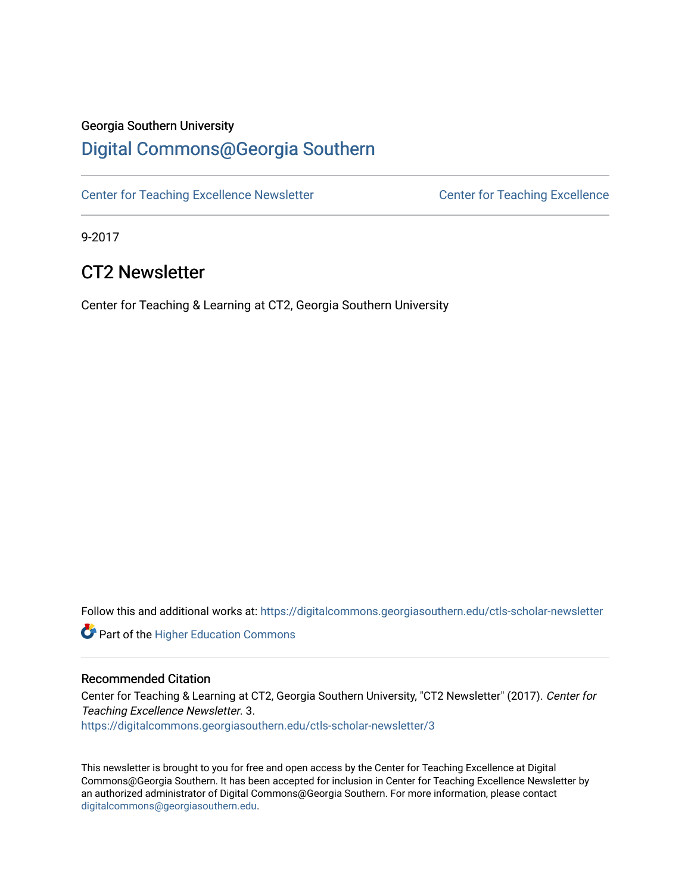Georgia Southern University

# Digital Commons@Georgia Southern

Center for Teaching Excellence Newsletter

Center for Teaching Excellence

9-2017

## CT2 Newsletter

Center for Teaching & Learning at CT2, Georgia Southern University

Follow this and additional works at: https://digitalcommons.georgiasouthern.edu/ctls-scholar-newsletter

Part of the Higher Education Commons

### Recommended Citation

Center for Teaching & Learning at CT2, Georgia Southern University, "CT2 Newsletter" (2017). *Center for Teaching Excellence Newsletter*. 3.
https://digitalcommons.georgiasouthern.edu/ctls-scholar-newsletter/3

This newsletter is brought to you for free and open access by the Center for Teaching Excellence at Digital Commons@Georgia Southern. It has been accepted for inclusion in Center for Teaching Excellence Newsletter by an authorized administrator of Digital Commons@Georgia Southern. For more information, please contact digitalcommons@georgiasouthern.edu.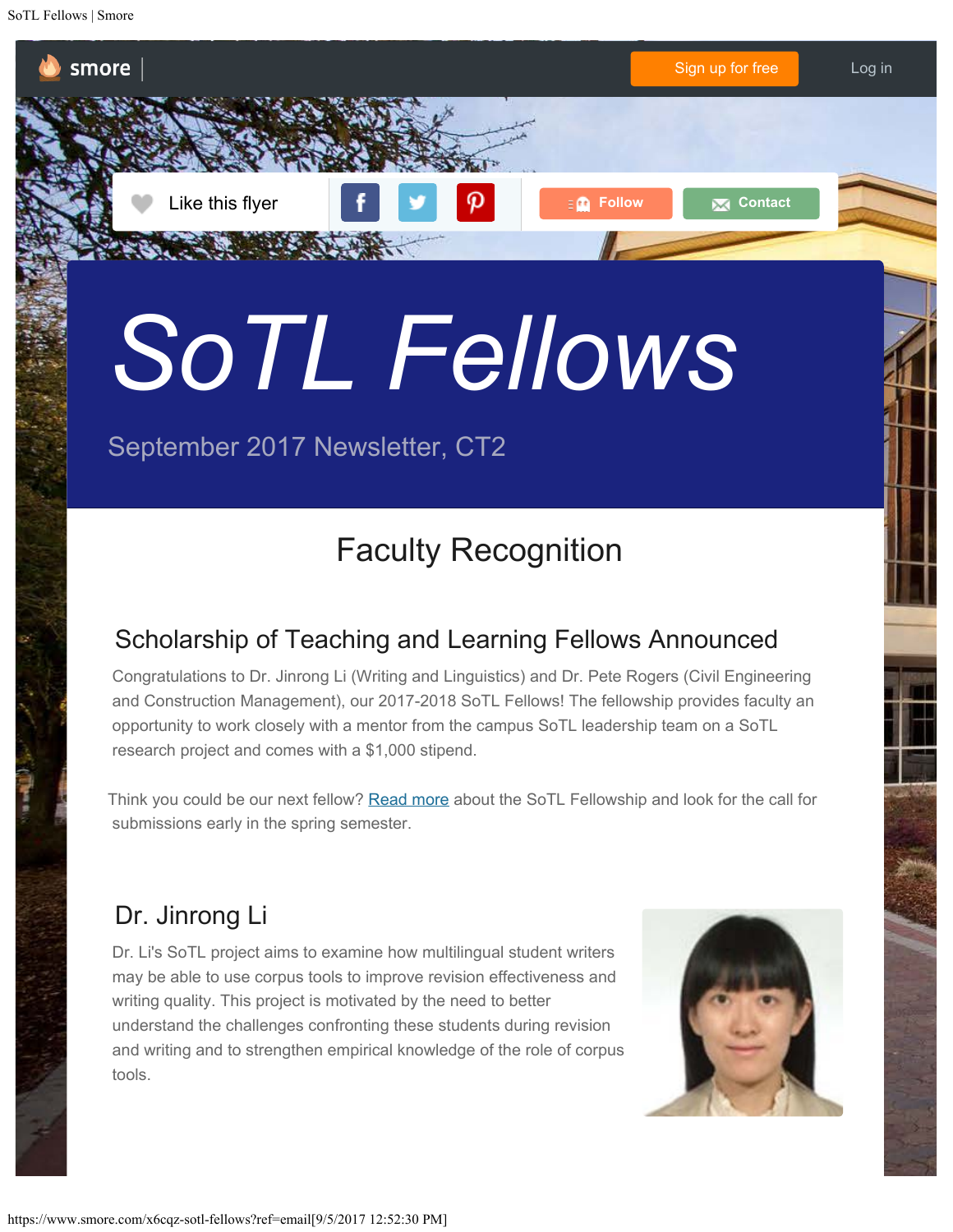# SoTL Fellows

September 2017 Newsletter, CT2

## Faculty Recognition

### Scholarship of Teaching and Learning Fellows Announced

Congratulations to Dr. Jinrong Li (Writing and Linguistics) and Dr. Pete Rogers (Civil Engineering and Construction Management), our 2017-2018 SoTL Fellows! The fellowship provides faculty an opportunity to work closely with a mentor from the campus SoTL leadership team on a SoTL research project and comes with a $1,000 stipend.

Think you could be our next fellow? Read more about the SoTL Fellowship and look for the call for submissions early in the spring semester.

### Dr. Jinrong Li

Dr. Li's SoTL project aims to examine how multilingual student writers may be able to use corpus tools to improve revision effectiveness and writing quality. This project is motivated by the need to better understand the challenges confronting these students during revision and writing and to strengthen empirical knowledge of the role of corpus tools.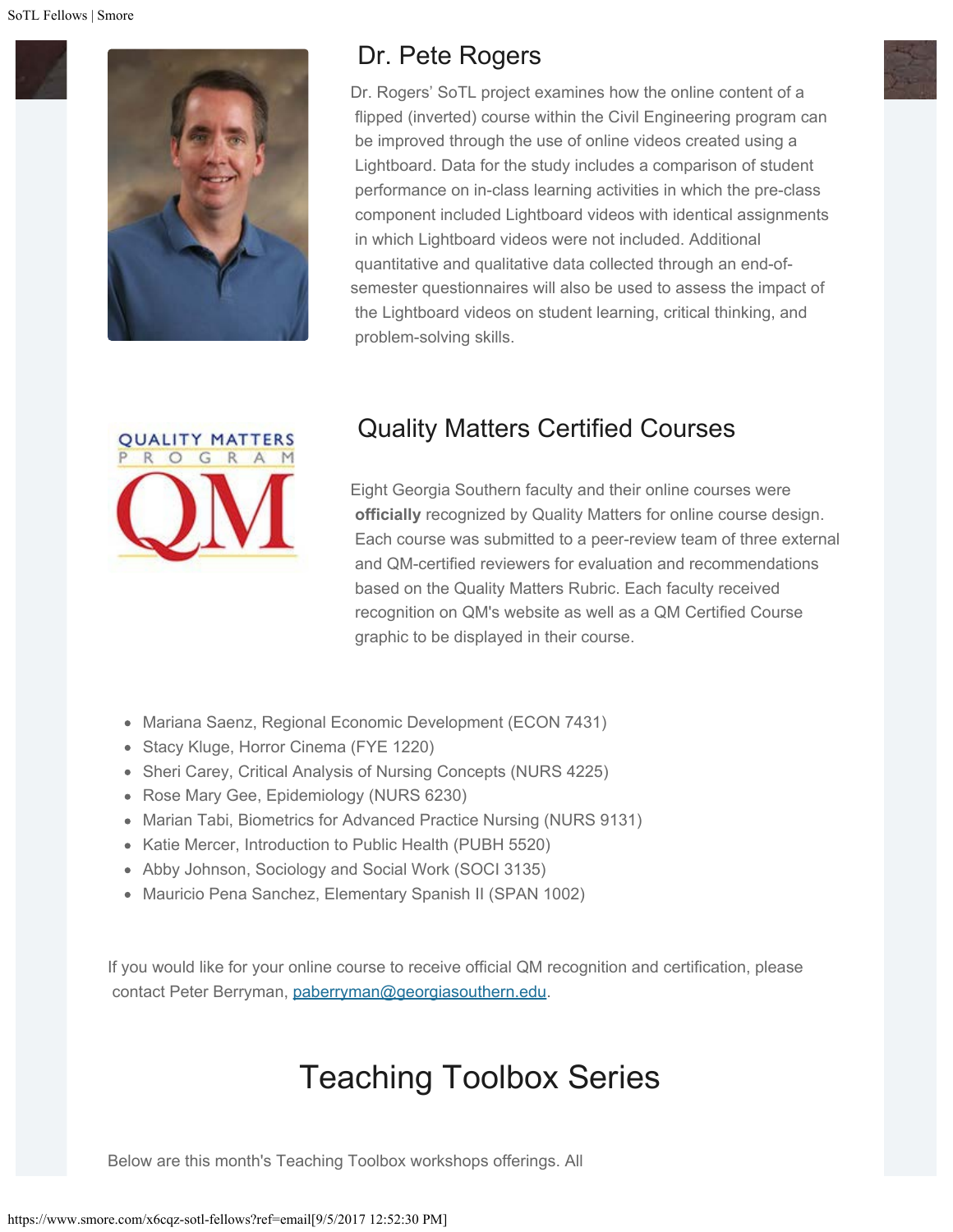## Dr. Pete Rogers

Dr. Rogers' SoTL project examines how the online content of a flipped (inverted) course within the Civil Engineering program can be improved through the use of online videos created using a Lightboard. Data for the study includes a comparison of student performance on in-class learning activities in which the pre-class component included Lightboard videos with identical assignments in which Lightboard videos were not included. Additional quantitative and qualitative data collected through an end-of-semester questionnaires will also be used to assess the impact of the Lightboard videos on student learning, critical thinking, and problem-solving skills.

## Quality Matters Certified Courses

Eight Georgia Southern faculty and their online courses were **officially** recognized by Quality Matters for online course design. Each course was submitted to a peer-review team of three external and QM-certified reviewers for evaluation and recommendations based on the Quality Matters Rubric. Each faculty received recognition on QM's website as well as a QM Certified Course graphic to be displayed in their course.

- Mariana Saenz, Regional Economic Development (ECON 7431)
- Stacy Kluge, Horror Cinema (FYE 1220)
- Sheri Carey, Critical Analysis of Nursing Concepts (NURS 4225)
- Rose Mary Gee, Epidemiology (NURS 6230)
- Marian Tabi, Biometrics for Advanced Practice Nursing (NURS 9131)
- Katie Mercer, Introduction to Public Health (PUBH 5520)
- Abby Johnson, Sociology and Social Work (SOCI 3135)
- Mauricio Pena Sanchez, Elementary Spanish II (SPAN 1002)

If you would like for your online course to receive official QM recognition and certification, please contact Peter Berryman, paberryman@georgiasouthern.edu.

# Teaching Toolbox Series

Below are this month's Teaching Toolbox workshops offerings. All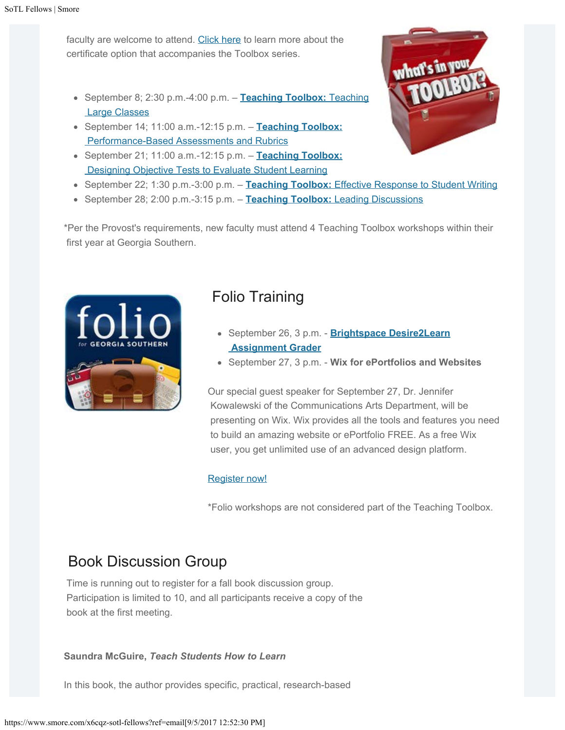faculty are welcome to attend. Click here to learn more about the certificate option that accompanies the Toolbox series.

- September 8; 2:30 p.m.-4:00 p.m. – **Teaching Toolbox:** Teaching Large Classes
- September 14; 11:00 a.m.-12:15 p.m. – **Teaching Toolbox:** Performance-Based Assessments and Rubrics
- September 21; 11:00 a.m.-12:15 p.m. – **Teaching Toolbox:** Designing Objective Tests to Evaluate Student Learning
- September 22; 1:30 p.m.-3:00 p.m. – **Teaching Toolbox:** Effective Response to Student Writing
- September 28; 2:00 p.m.-3:15 p.m. – **Teaching Toolbox:** Leading Discussions

*Per the Provost's requirements, new faculty must attend 4 Teaching Toolbox workshops within their first year at Georgia Southern.

## Folio Training

- September 26, 3 p.m. - **Brightspace Desire2Learn Assignment Grader**
- September 27, 3 p.m. - **Wix for ePortfolios and Websites**

Our special guest speaker for September 27, Dr. Jennifer Kowalewski of the Communications Arts Department, will be presenting on Wix. Wix provides all the tools and features you need to build an amazing website or ePortfolio FREE. As a free Wix user, you get unlimited use of an advanced design platform.

Register now!

*Folio workshops are not considered part of the Teaching Toolbox.

## Book Discussion Group

Time is running out to register for a fall book discussion group. Participation is limited to 10, and all participants receive a copy of the book at the first meeting.

**Saundra McGuire, *Teach Students How to Learn***

In this book, the author provides specific, practical, research-based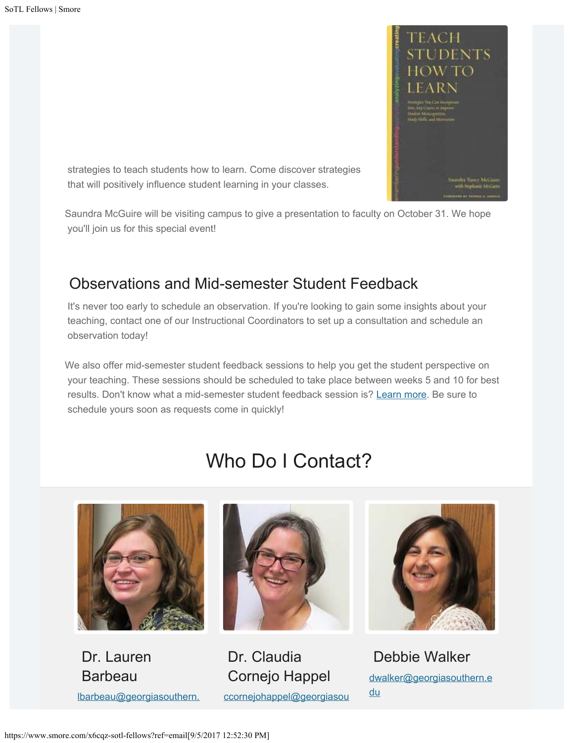strategies to teach students how to learn. Come discover strategies that will positively influence student learning in your classes.

Saundra McGuire will be visiting campus to give a presentation to faculty on October 31. We hope you'll join us for this special event!

## Observations and Mid-semester Student Feedback

It's never too early to schedule an observation. If you're looking to gain some insights about your teaching, contact one of our Instructional Coordinators to set up a consultation and schedule an observation today!

We also offer mid-semester student feedback sessions to help you get the student perspective on your teaching. These sessions should be scheduled to take place between weeks 5 and 10 for best results. Don't know what a mid-semester student feedback session is? Learn more. Be sure to schedule yours soon as requests come in quickly!

# Who Do I Contact?

**Dr. Lauren Barbeau**
lbarbeau@georgiasouthern.

**Dr. Claudia Cornejo Happel**
ccornejohappel@georgiasou

**Debbie Walker**
dwalker@georgiasouthern.edu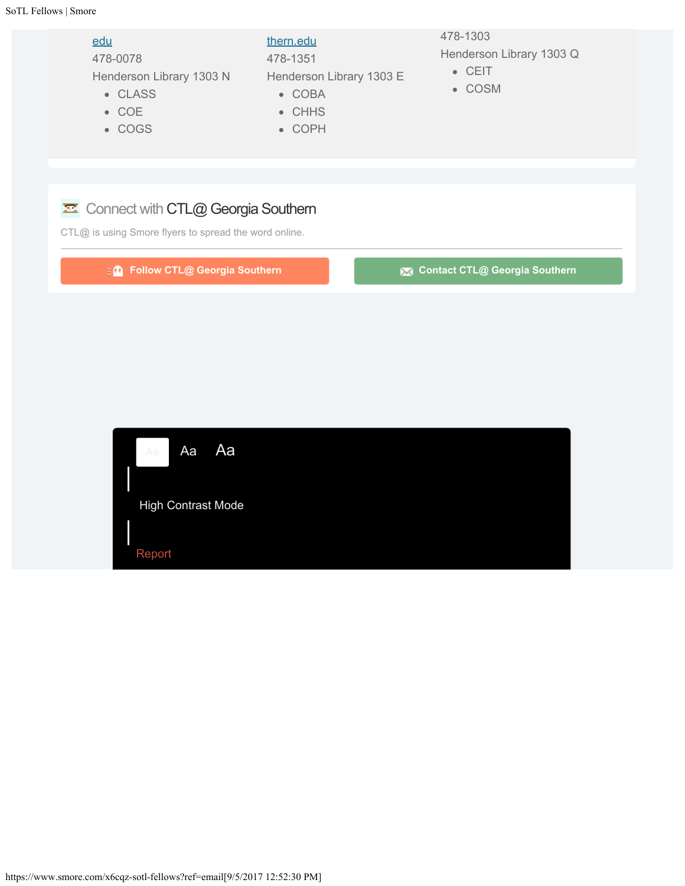edu
478-0078
Henderson Library 1303 N

- CLASS
- COE
- COGS

thern.edu
478-1351
Henderson Library 1303 E

- COBA
- CHHS
- COPH

478-1303
Henderson Library 1303 Q

- CEIT
- COSM

## Connect with CTL@ Georgia Southern

CTL@ is using Smore flyers to spread the word online.

**Follow CTL@ Georgia Southern**

**Contact CTL@ Georgia Southern**

Aa Aa Aa

High Contrast Mode

Report